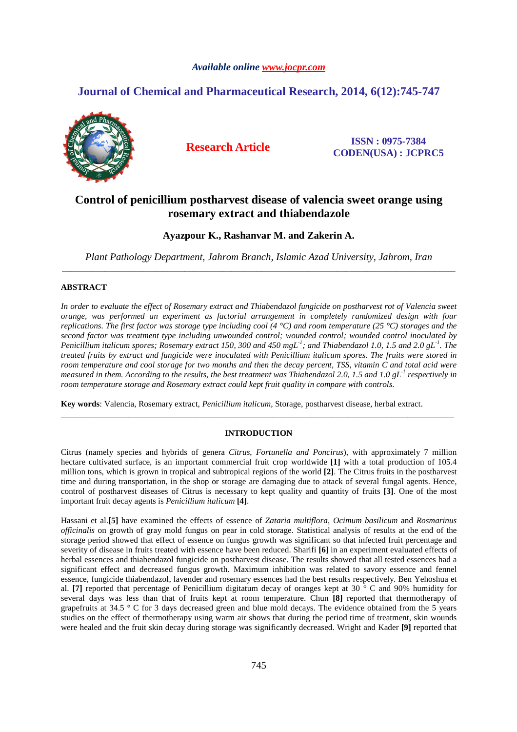*Available online www.jocpr.com*

## Journal of Chemical and Pharmaceutical Research, 2014, 6(12):745-747

**Research Article**

**ISSN : 0975-7384**
**CODEN(USA) : JCPRC5**

# Control of penicillium postharvest disease of valencia sweet orange using rosemary extract and thiabendazole

**Ayazpour K., Rashanvar M. and Zakerin A.**

*Plant Pathology Department, Jahrom Branch, Islamic Azad University, Jahrom, Iran*

---

## ABSTRACT

*In order to evaluate the effect of Rosemary extract and Thiabendazol fungicide on postharvest rot of Valencia sweet orange, was performed an experiment as factorial arrangement in completely randomized design with four replications. The first factor was storage type including cool (4 °C) and room temperature (25 °C) storages and the second factor was treatment type including unwounded control; wounded control; wounded control inoculated by Penicillium italicum spores; Rosemary extract 150, 300 and 450 mgL$^{-1}$; and Thiabendazol 1.0, 1.5 and 2.0 gL$^{-1}$. The treated fruits by extract and fungicide were inoculated with Penicillium italicum spores. The fruits were stored in room temperature and cool storage for two months and then the decay percent, TSS, vitamin C and total acid were measured in them. According to the results, the best treatment was Thiabendazol 2.0, 1.5 and 1.0 gL$^{-1}$ respectively in room temperature storage and Rosemary extract could kept fruit quality in compare with controls.*

**Key words**: Valencia, Rosemary extract, *Penicillium italicum*, Storage, postharvest disease, herbal extract.

---

## INTRODUCTION

Citrus (namely species and hybrids of genera *Citrus*, *Fortunella and Poncirus*), with approximately 7 million hectare cultivated surface, is an important commercial fruit crop worldwide **[1]** with a total production of 105.4 million tons, which is grown in tropical and subtropical regions of the world **[2]**. The Citrus fruits in the postharvest time and during transportation, in the shop or storage are damaging due to attack of several fungal agents. Hence, control of postharvest diseases of Citrus is necessary to kept quality and quantity of fruits **[3]**. One of the most important fruit decay agents is *Penicillium italicum* **[4]**.

Hassani et al.**[5]** have examined the effects of essence of *Zataria multiflora*, *Ocimum basilicum* and *Rosmarinus officinalis* on growth of gray mold fungus on pear in cold storage. Statistical analysis of results at the end of the storage period showed that effect of essence on fungus growth was significant so that infected fruit percentage and severity of disease in fruits treated with essence have been reduced. Sharifi **[6]** in an experiment evaluated effects of herbal essences and thiabendazol fungicide on postharvest disease. The results showed that all tested essences had a significant effect and decreased fungus growth. Maximum inhibition was related to savory essence and fennel essence, fungicide thiabendazol, lavender and rosemary essences had the best results respectively. Ben Yehoshua et al. **[7]** reported that percentage of Penicillium digitatum decay of oranges kept at 30 ° C and 90% humidity for several days was less than that of fruits kept at room temperature. Chun **[8]** reported that thermotherapy of grapefruits at 34.5 ° C for 3 days decreased green and blue mold decays. The evidence obtained from the 5 years studies on the effect of thermotherapy using warm air shows that during the period time of treatment, skin wounds were healed and the fruit skin decay during storage was significantly decreased. Wright and Kader **[9]** reported that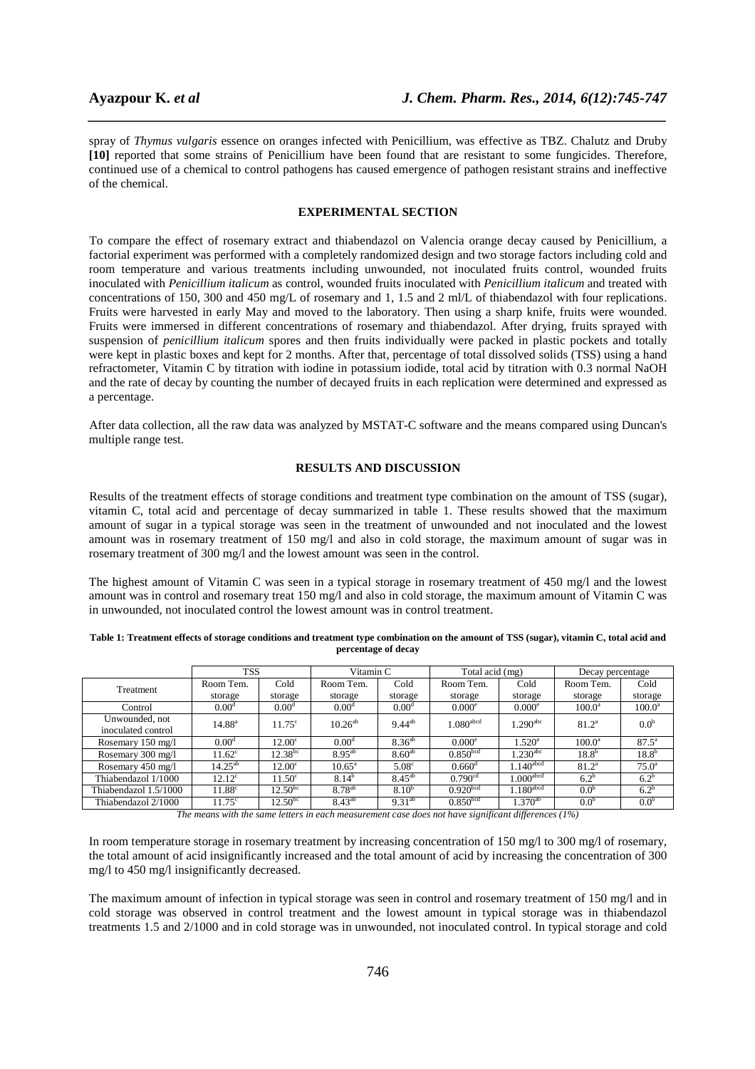spray of *Thymus vulgaris* essence on oranges infected with Penicillium, was effective as TBZ. Chalutz and Druby **[10]** reported that some strains of Penicillium have been found that are resistant to some fungicides. Therefore, continued use of a chemical to control pathogens has caused emergence of pathogen resistant strains and ineffective of the chemical.

## EXPERIMENTAL SECTION

To compare the effect of rosemary extract and thiabendazol on Valencia orange decay caused by Penicillium, a factorial experiment was performed with a completely randomized design and two storage factors including cold and room temperature and various treatments including unwounded, not inoculated fruits control, wounded fruits inoculated with *Penicillium italicum* as control, wounded fruits inoculated with *Penicillium italicum* and treated with concentrations of 150, 300 and 450 mg/L of rosemary and 1, 1.5 and 2 ml/L of thiabendazol with four replications. Fruits were harvested in early May and moved to the laboratory. Then using a sharp knife, fruits were wounded. Fruits were immersed in different concentrations of rosemary and thiabendazol. After drying, fruits sprayed with suspension of *penicillium italicum* spores and then fruits individually were packed in plastic pockets and totally were kept in plastic boxes and kept for 2 months. After that, percentage of total dissolved solids (TSS) using a hand refractometer, Vitamin C by titration with iodine in potassium iodide, total acid by titration with 0.3 normal NaOH and the rate of decay by counting the number of decayed fruits in each replication were determined and expressed as a percentage.

After data collection, all the raw data was analyzed by MSTAT-C software and the means compared using Duncan's multiple range test.

## RESULTS AND DISCUSSION

Results of the treatment effects of storage conditions and treatment type combination on the amount of TSS (sugar), vitamin C, total acid and percentage of decay summarized in table 1. These results showed that the maximum amount of sugar in a typical storage was seen in the treatment of unwounded and not inoculated and the lowest amount was in rosemary treatment of 150 mg/l and also in cold storage, the maximum amount of sugar was in rosemary treatment of 300 mg/l and the lowest amount was seen in the control.

The highest amount of Vitamin C was seen in a typical storage in rosemary treatment of 450 mg/l and the lowest amount was in control and rosemary treat 150 mg/l and also in cold storage, the maximum amount of Vitamin C was in unwounded, not inoculated control the lowest amount was in control treatment.

**Table 1: Treatment effects of storage conditions and treatment type combination on the amount of TSS (sugar), vitamin C, total acid and percentage of decay**

| Treatment | TSS | | Vitamin C | | Total acid (mg) | | Decay percentage | |
|---|---|---|---|---|---|---|---|---|
| | Room Tem. storage | Cold storage | Room Tem. storage | Cold storage | Room Tem. storage | Cold storage | Room Tem. storage | Cold storage |
| Control | 0.00[d] | 0.00[d] | 0.00[d] | 0.00[d] | 0.000[e] | 0.000[e] | 100.0[a] | 100.0[a] |
| Unwounded, not inoculated control | 14.88[a] | 11.75[c] | 10.26[ab] | 9.44[ab] | 1.080[abcd] | 1.290[abc] | 81.2[a] | 0.0[b] |
| Rosemary 150 mg/l | 0.00[d] | 12.00[c] | 0.00[d] | 8.36[ab] | 0.000[e] | 1.520[a] | 100.0[a] | 87.5[a] |
| Rosemary 300 mg/l | 11.62[c] | 12.38[bc] | 8.95[ab] | 8.60[ab] | 0.850[bcd] | 1.230[abc] | 18.8[b] | 18.8[b] |
| Rosemary 450 mg/l | 14.25[ab] | 12.00[c] | 10.65[a] | 5.08[c] | 0.660[d] | 1.140[abcd] | 81.2[a] | 75.0[a] |
| Thiabendazol 1/1000 | 12.12[c] | 11.50[c] | 8.14[b] | 8.45[ab] | 0.790[cd] | 1.000[abcd] | 6.2[b] | 6.2[b] |
| Thiabendazol 1.5/1000 | 11.88[c] | 12.50[bc] | 8.78[ab] | 8.10[b] | 0.920[bcd] | 1.180[abcd] | 0.0[b] | 6.2[b] |
| Thiabendazol 2/1000 | 11.75[c] | 12.50[bc] | 8.43[ab] | 9.31[ab] | 0.850[bcd] | 1.370[ab] | 0.0[b] | 0.0[b] |

*The means with the same letters in each measurement case does not have significant differences (1%)*

In room temperature storage in rosemary treatment by increasing concentration of 150 mg/l to 300 mg/l of rosemary, the total amount of acid insignificantly increased and the total amount of acid by increasing the concentration of 300 mg/l to 450 mg/l insignificantly decreased.

The maximum amount of infection in typical storage was seen in control and rosemary treatment of 150 mg/l and in cold storage was observed in control treatment and the lowest amount in typical storage was in thiabendazol treatments 1.5 and 2/1000 and in cold storage was in unwounded, not inoculated control. In typical storage and cold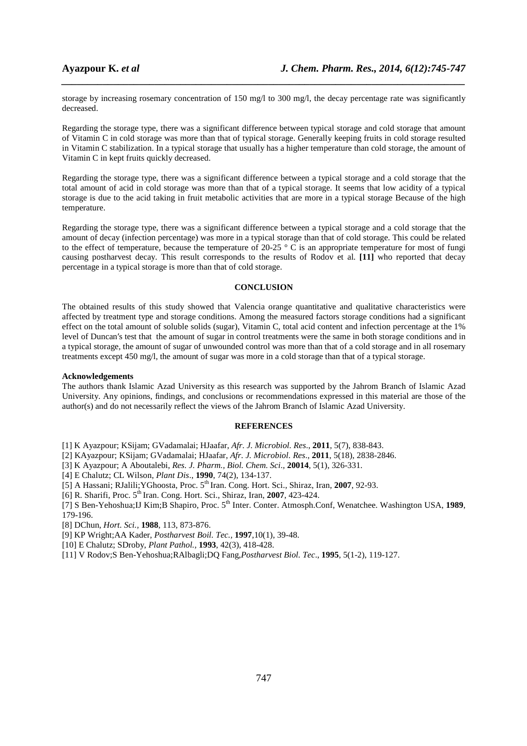storage by increasing rosemary concentration of 150 mg/l to 300 mg/l, the decay percentage rate was significantly decreased.

Regarding the storage type, there was a significant difference between typical storage and cold storage that amount of Vitamin C in cold storage was more than that of typical storage. Generally keeping fruits in cold storage resulted in Vitamin C stabilization. In a typical storage that usually has a higher temperature than cold storage, the amount of Vitamin C in kept fruits quickly decreased.

Regarding the storage type, there was a significant difference between a typical storage and a cold storage that the total amount of acid in cold storage was more than that of a typical storage. It seems that low acidity of a typical storage is due to the acid taking in fruit metabolic activities that are more in a typical storage Because of the high temperature.

Regarding the storage type, there was a significant difference between a typical storage and a cold storage that the amount of decay (infection percentage) was more in a typical storage than that of cold storage. This could be related to the effect of temperature, because the temperature of 20-25 ° C is an appropriate temperature for most of fungi causing postharvest decay. This result corresponds to the results of Rodov et al. **[11]** who reported that decay percentage in a typical storage is more than that of cold storage.

## CONCLUSION

The obtained results of this study showed that Valencia orange quantitative and qualitative characteristics were affected by treatment type and storage conditions. Among the measured factors storage conditions had a significant effect on the total amount of soluble solids (sugar), Vitamin C, total acid content and infection percentage at the 1% level of Duncan′s test that the amount of sugar in control treatments were the same in both storage conditions and in a typical storage, the amount of sugar of unwounded control was more than that of a cold storage and in all rosemary treatments except 450 mg/l, the amount of sugar was more in a cold storage than that of a typical storage.

**Acknowledgements**

The authors thank Islamic Azad University as this research was supported by the Jahrom Branch of Islamic Azad University. Any opinions, findings, and conclusions or recommendations expressed in this material are those of the author(s) and do not necessarily reflect the views of the Jahrom Branch of Islamic Azad University.

## REFERENCES

[1] K Ayazpour; KSijam; GVadamalai; HJaafar, *Afr. J. Microbiol. Res*., **2011**, 5(7), 838-843.

[2] KAyazpour; KSijam; GVadamalai; HJaafar, *Afr. J. Microbiol. Res*., **2011**, 5(18), 2838-2846.

[3] K Ayazpour; A Aboutalebi, *Res. J. Pharm., Biol. Chem. Sci*., **20014**, 5(1), 326-331.

[4] E Chalutz; CL Wilson, *Plant Dis*., **1990**, 74(2), 134-137.

[5] A Hassani; RJalili;YGhoosta, Proc. 5th Iran. Cong. Hort. Sci., Shiraz, Iran, **2007**, 92-93.

[6] R. Sharifi, Proc. 5th Iran. Cong. Hort. Sci., Shiraz, Iran, **2007**, 423-424.

[7] S Ben-Yehoshua;IJ Kim;B Shapiro, Proc. 5th Inter. Conter. Atmosph.Conf, Wenatchee. Washington USA, **1989**, 179-196.

[8] DChun, *Hort. Sci.*, **1988**, 113, 873-876.

[9] KP Wright;AA Kader, *Postharvest Boil. Tec.*, **1997**,10(1), 39-48.

[10] E Chalutz; SDroby, *Plant Pathol.*, **1993**, 42(3), 418-428.

[11] V Rodov;S Ben-Yehoshua;RAlbagli;DQ Fang,*Postharvest Biol. Tec*., **1995**, 5(1-2), 119-127.